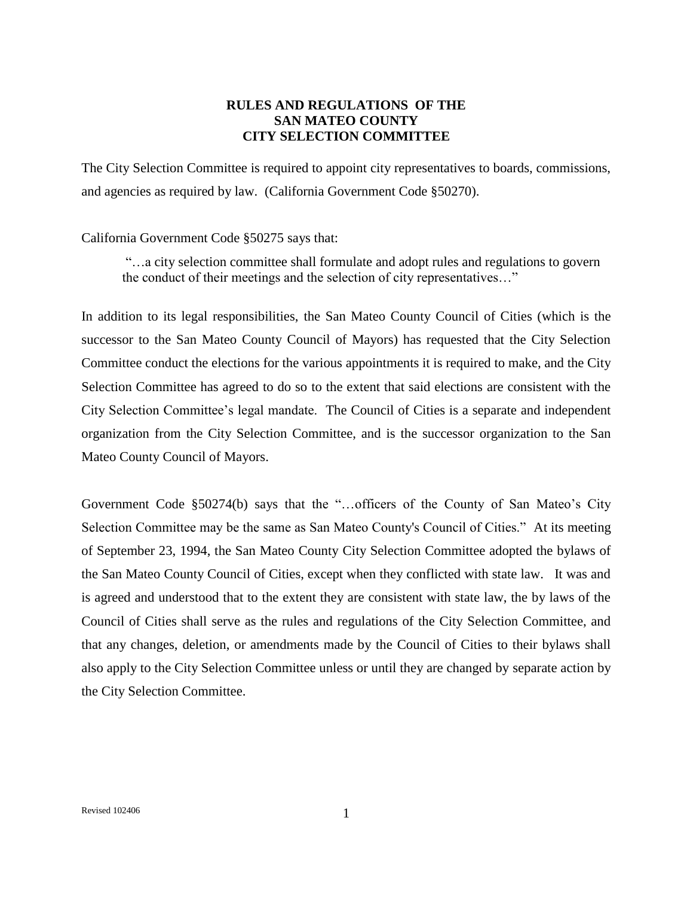# RULES AND REGULATIONS OF THE SAN MATEO COUNTY CITY SELECTION COMMITTEE

The City Selection Committee is required to appoint city representatives to boards, commissions, and agencies as required by law. (California Government Code §50270).

California Government Code §50275 says that:

> "…a city selection committee shall formulate and adopt rules and regulations to govern the conduct of their meetings and the selection of city representatives…"

In addition to its legal responsibilities, the San Mateo County Council of Cities (which is the successor to the San Mateo County Council of Mayors) has requested that the City Selection Committee conduct the elections for the various appointments it is required to make, and the City Selection Committee has agreed to do so to the extent that said elections are consistent with the City Selection Committee's legal mandate. The Council of Cities is a separate and independent organization from the City Selection Committee, and is the successor organization to the San Mateo County Council of Mayors.

Government Code §50274(b) says that the "…officers of the County of San Mateo's City Selection Committee may be the same as San Mateo County's Council of Cities." At its meeting of September 23, 1994, the San Mateo County City Selection Committee adopted the bylaws of the San Mateo County Council of Cities, except when they conflicted with state law. It was and is agreed and understood that to the extent they are consistent with state law, the by laws of the Council of Cities shall serve as the rules and regulations of the City Selection Committee, and that any changes, deletion, or amendments made by the Council of Cities to their bylaws shall also apply to the City Selection Committee unless or until they are changed by separate action by the City Selection Committee.

Revised 102406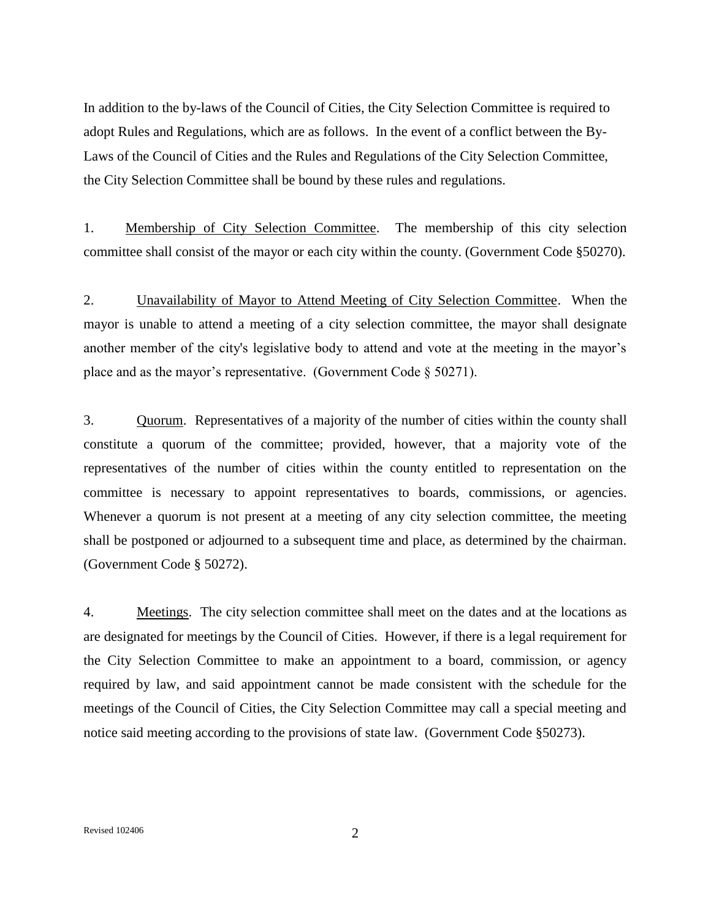In addition to the by-laws of the Council of Cities, the City Selection Committee is required to adopt Rules and Regulations, which are as follows. In the event of a conflict between the By-Laws of the Council of Cities and the Rules and Regulations of the City Selection Committee, the City Selection Committee shall be bound by these rules and regulations.

1. Membership of City Selection Committee. The membership of this city selection committee shall consist of the mayor or each city within the county. (Government Code §50270).

2. Unavailability of Mayor to Attend Meeting of City Selection Committee. When the mayor is unable to attend a meeting of a city selection committee, the mayor shall designate another member of the city's legislative body to attend and vote at the meeting in the mayor's place and as the mayor's representative. (Government Code § 50271).

3. Quorum. Representatives of a majority of the number of cities within the county shall constitute a quorum of the committee; provided, however, that a majority vote of the representatives of the number of cities within the county entitled to representation on the committee is necessary to appoint representatives to boards, commissions, or agencies. Whenever a quorum is not present at a meeting of any city selection committee, the meeting shall be postponed or adjourned to a subsequent time and place, as determined by the chairman. (Government Code § 50272).

4. Meetings. The city selection committee shall meet on the dates and at the locations as are designated for meetings by the Council of Cities. However, if there is a legal requirement for the City Selection Committee to make an appointment to a board, commission, or agency required by law, and said appointment cannot be made consistent with the schedule for the meetings of the Council of Cities, the City Selection Committee may call a special meeting and notice said meeting according to the provisions of state law. (Government Code §50273).

Revised 102406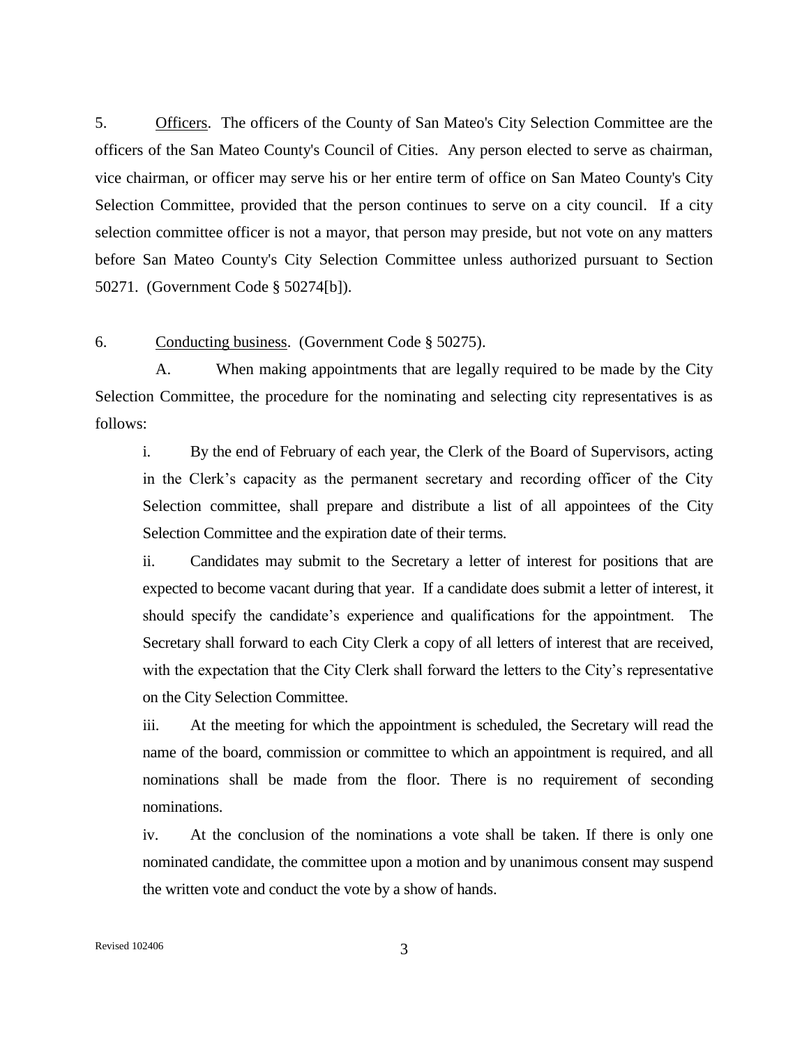5. Officers. The officers of the County of San Mateo's City Selection Committee are the officers of the San Mateo County's Council of Cities. Any person elected to serve as chairman, vice chairman, or officer may serve his or her entire term of office on San Mateo County's City Selection Committee, provided that the person continues to serve on a city council. If a city selection committee officer is not a mayor, that person may preside, but not vote on any matters before San Mateo County's City Selection Committee unless authorized pursuant to Section 50271. (Government Code § 50274[b]).

6. Conducting business. (Government Code § 50275).

A. When making appointments that are legally required to be made by the City Selection Committee, the procedure for the nominating and selecting city representatives is as follows:

i. By the end of February of each year, the Clerk of the Board of Supervisors, acting in the Clerk's capacity as the permanent secretary and recording officer of the City Selection committee, shall prepare and distribute a list of all appointees of the City Selection Committee and the expiration date of their terms.

ii. Candidates may submit to the Secretary a letter of interest for positions that are expected to become vacant during that year. If a candidate does submit a letter of interest, it should specify the candidate's experience and qualifications for the appointment. The Secretary shall forward to each City Clerk a copy of all letters of interest that are received, with the expectation that the City Clerk shall forward the letters to the City's representative on the City Selection Committee.

iii. At the meeting for which the appointment is scheduled, the Secretary will read the name of the board, commission or committee to which an appointment is required, and all nominations shall be made from the floor. There is no requirement of seconding nominations.

iv. At the conclusion of the nominations a vote shall be taken. If there is only one nominated candidate, the committee upon a motion and by unanimous consent may suspend the written vote and conduct the vote by a show of hands.

Revised 102406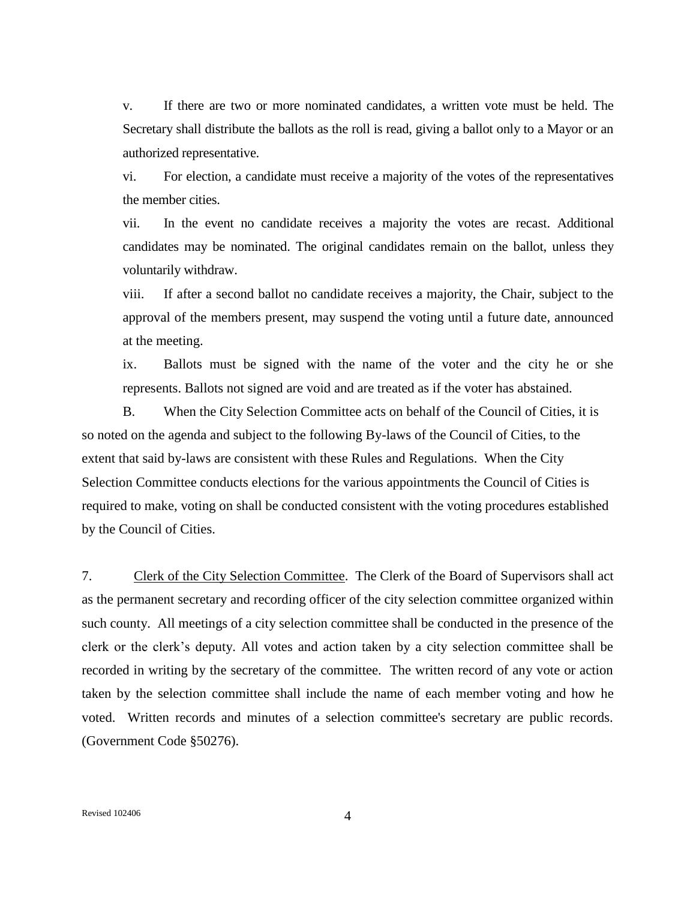v. If there are two or more nominated candidates, a written vote must be held. The Secretary shall distribute the ballots as the roll is read, giving a ballot only to a Mayor or an authorized representative.

vi. For election, a candidate must receive a majority of the votes of the representatives the member cities.

vii. In the event no candidate receives a majority the votes are recast. Additional candidates may be nominated. The original candidates remain on the ballot, unless they voluntarily withdraw.

viii. If after a second ballot no candidate receives a majority, the Chair, subject to the approval of the members present, may suspend the voting until a future date, announced at the meeting.

ix. Ballots must be signed with the name of the voter and the city he or she represents. Ballots not signed are void and are treated as if the voter has abstained.

B. When the City Selection Committee acts on behalf of the Council of Cities, it is so noted on the agenda and subject to the following By-laws of the Council of Cities, to the extent that said by-laws are consistent with these Rules and Regulations. When the City Selection Committee conducts elections for the various appointments the Council of Cities is required to make, voting on shall be conducted consistent with the voting procedures established by the Council of Cities.

7. <u>Clerk of the City Selection Committee</u>. The Clerk of the Board of Supervisors shall act as the permanent secretary and recording officer of the city selection committee organized within such county. All meetings of a city selection committee shall be conducted in the presence of the clerk or the clerk's deputy. All votes and action taken by a city selection committee shall be recorded in writing by the secretary of the committee. The written record of any vote or action taken by the selection committee shall include the name of each member voting and how he voted. Written records and minutes of a selection committee's secretary are public records. (Government Code §50276).

Revised 102406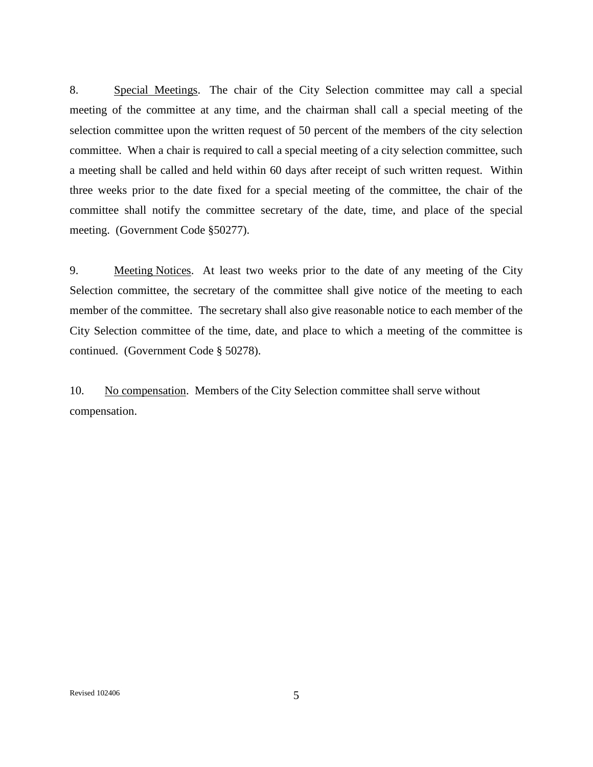8. <u>Special Meetings</u>. The chair of the City Selection committee may call a special meeting of the committee at any time, and the chairman shall call a special meeting of the selection committee upon the written request of 50 percent of the members of the city selection committee. When a chair is required to call a special meeting of a city selection committee, such a meeting shall be called and held within 60 days after receipt of such written request. Within three weeks prior to the date fixed for a special meeting of the committee, the chair of the committee shall notify the committee secretary of the date, time, and place of the special meeting. (Government Code §50277).

9. <u>Meeting Notices</u>. At least two weeks prior to the date of any meeting of the City Selection committee, the secretary of the committee shall give notice of the meeting to each member of the committee. The secretary shall also give reasonable notice to each member of the City Selection committee of the time, date, and place to which a meeting of the committee is continued. (Government Code § 50278).

10. <u>No compensation</u>. Members of the City Selection committee shall serve without compensation.

Revised 102406